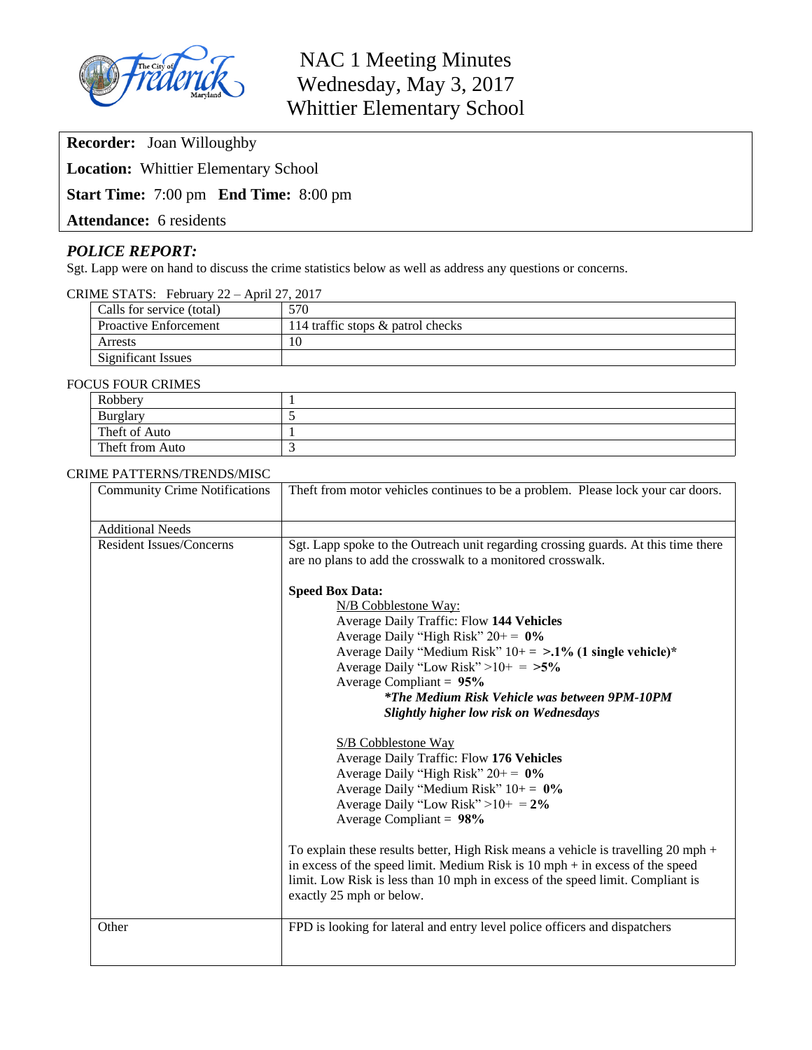# NAC 1 Meeting Minutes
# Wednesday, May 3, 2017
# Whittier Elementary School

**Recorder:** Joan Willoughby

**Location:** Whittier Elementary School

**Start Time:** 7:00 pm **End Time:** 8:00 pm

**Attendance:** 6 residents

## *POLICE REPORT:*

Sgt. Lapp were on hand to discuss the crime statistics below as well as address any questions or concerns.

CRIME STATS: February 22 – April 27, 2017

| | |
|---|---|
| Calls for service (total) | 570 |
| Proactive Enforcement | 114 traffic stops & patrol checks |
| Arrests | 10 |
| Significant Issues | |

FOCUS FOUR CRIMES

| | |
|---|---|
| Robbery | 1 |
| Burglary | 5 |
| Theft of Auto | 1 |
| Theft from Auto | 3 |

CRIME PATTERNS/TRENDS/MISC

| | |
|---|---|
| Community Crime Notifications | Theft from motor vehicles continues to be a problem. Please lock your car doors. |
| Additional Needs | |
| Resident Issues/Concerns | Sgt. Lapp spoke to the Outreach unit regarding crossing guards. At this time there are no plans to add the crosswalk to a monitored crosswalk.<br><br>**Speed Box Data:**<br>N/B Cobblestone Way:<br>Average Daily Traffic: Flow **144 Vehicles**<br>Average Daily "High Risk" 20+ = **0%**<br>Average Daily "Medium Risk" 10+ = **>.1% (1 single vehicle)\***<br>Average Daily "Low Risk" >10+ = **>5%**<br>Average Compliant = **95%**<br>***\*The Medium Risk Vehicle was between 9PM-10PM***<br>***Slightly higher low risk on Wednesdays***<br><br>S/B Cobblestone Way<br>Average Daily Traffic: Flow **176 Vehicles**<br>Average Daily "High Risk" 20+ = **0%**<br>Average Daily "Medium Risk" 10+ = **0%**<br>Average Daily "Low Risk" >10+ = **2%**<br>Average Compliant = **98%**<br><br>To explain these results better, High Risk means a vehicle is travelling 20 mph + in excess of the speed limit. Medium Risk is 10 mph + in excess of the speed limit. Low Risk is less than 10 mph in excess of the speed limit. Compliant is exactly 25 mph or below. |
| Other | FPD is looking for lateral and entry level police officers and dispatchers |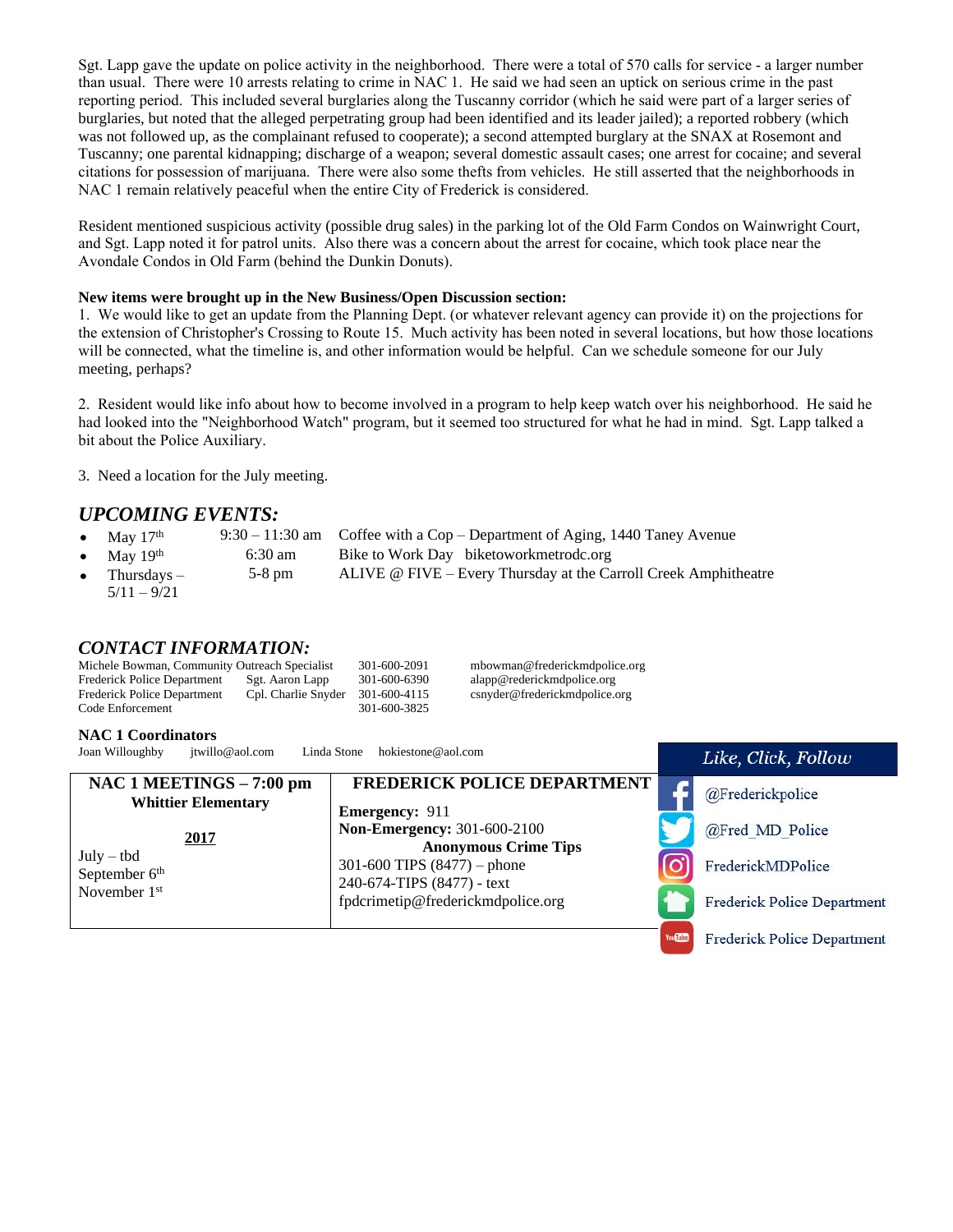Sgt. Lapp gave the update on police activity in the neighborhood. There were a total of 570 calls for service - a larger number than usual. There were 10 arrests relating to crime in NAC 1. He said we had seen an uptick on serious crime in the past reporting period. This included several burglaries along the Tuscanny corridor (which he said were part of a larger series of burglaries, but noted that the alleged perpetrating group had been identified and its leader jailed); a reported robbery (which was not followed up, as the complainant refused to cooperate); a second attempted burglary at the SNAX at Rosemont and Tuscanny; one parental kidnapping; discharge of a weapon; several domestic assault cases; one arrest for cocaine; and several citations for possession of marijuana. There were also some thefts from vehicles. He still asserted that the neighborhoods in NAC 1 remain relatively peaceful when the entire City of Frederick is considered.

Resident mentioned suspicious activity (possible drug sales) in the parking lot of the Old Farm Condos on Wainwright Court, and Sgt. Lapp noted it for patrol units. Also there was a concern about the arrest for cocaine, which took place near the Avondale Condos in Old Farm (behind the Dunkin Donuts).

**New items were brought up in the New Business/Open Discussion section:**

1. We would like to get an update from the Planning Dept. (or whatever relevant agency can provide it) on the projections for the extension of Christopher's Crossing to Route 15. Much activity has been noted in several locations, but how those locations will be connected, what the timeline is, and other information would be helpful. Can we schedule someone for our July meeting, perhaps?

2. Resident would like info about how to become involved in a program to help keep watch over his neighborhood. He said he had looked into the "Neighborhood Watch" program, but it seemed too structured for what he had in mind. Sgt. Lapp talked a bit about the Police Auxiliary.

3. Need a location for the July meeting.

## *UPCOMING EVENTS:*

- May 17th — 9:30 – 11:30 am — Coffee with a Cop – Department of Aging, 1440 Taney Avenue
- May 19th — 6:30 am — Bike to Work Day biketoworkmetrodc.org
- Thursdays – 5/11 – 9/21 — 5-8 pm — ALIVE @ FIVE – Every Thursday at the Carroll Creek Amphitheatre

## *CONTACT INFORMATION:*

| | | | |
|---|---|---|---|
| Michele Bowman, Community Outreach Specialist | | 301-600-2091 | mbowman@frederickmdpolice.org |
| Frederick Police Department | Sgt. Aaron Lapp | 301-600-6390 | alapp@rederickmdpolice.org |
| Frederick Police Department | Cpl. Charlie Snyder | 301-600-4115 | csnyder@frederickmdpolice.org |
| Code Enforcement | | 301-600-3825 | |

**NAC 1 Coordinators**

Joan Willoughby jtwillo@aol.com Linda Stone hokiestone@aol.com

**NAC 1 MEETINGS – 7:00 pm**
**Whittier Elementary**

**2017**

July – tbd
September 6th
November 1st

**FREDERICK POLICE DEPARTMENT**

**Emergency:** 911
**Non-Emergency:** 301-600-2100
**Anonymous Crime Tips**
301-600 TIPS (8477) – phone
240-674-TIPS (8477) - text
fpdcrimetip@frederickmdpolice.org

*Like, Click, Follow*

@Frederickpolice
@Fred_MD_Police
FrederickMDPolice
Frederick Police Department
Frederick Police Department